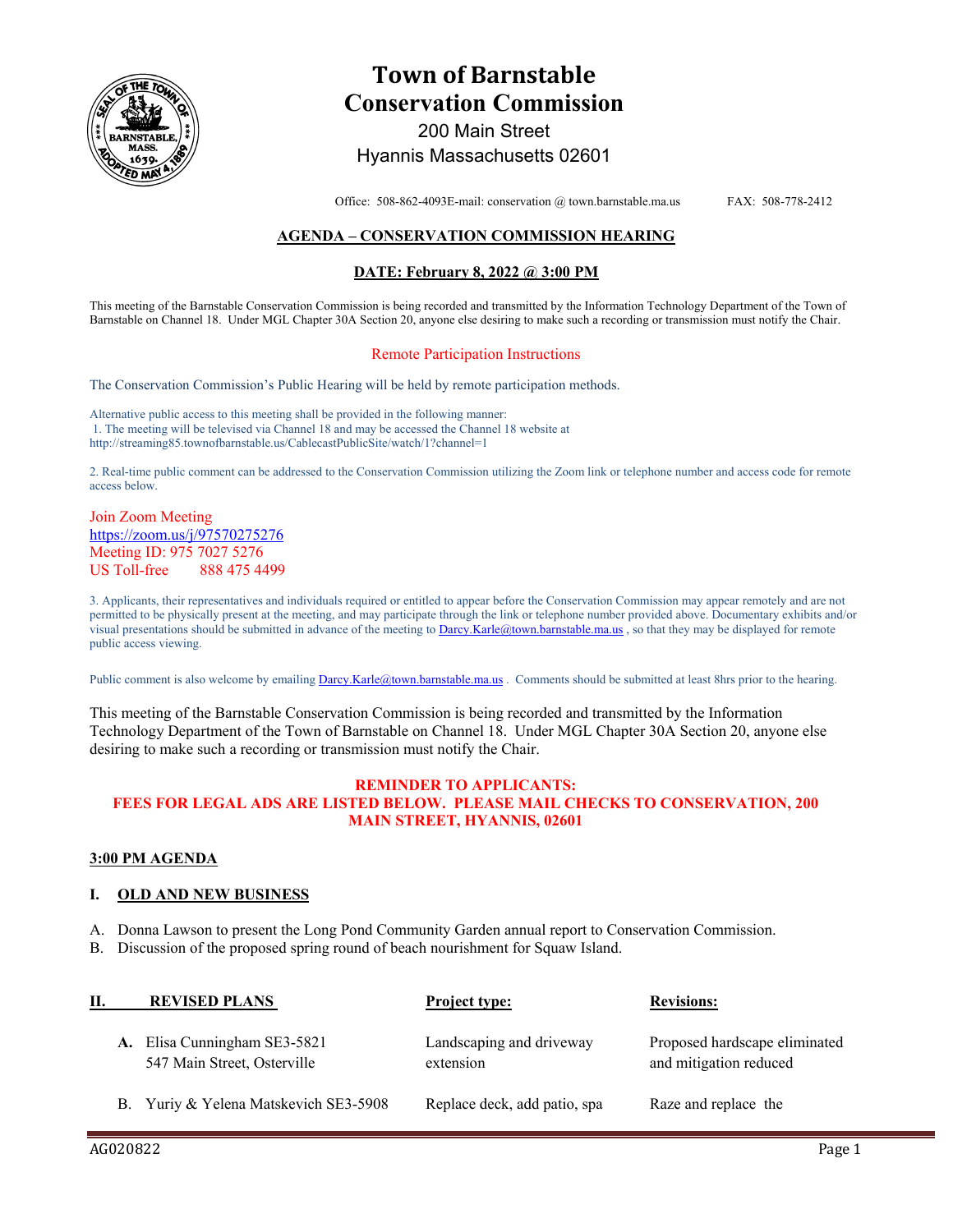# Town of Barnstable
# Conservation Commission

200 Main Street
Hyannis Massachusetts 02601

Office: 508-862-4093E-mail: conservation @ town.barnstable.ma.us FAX: 508-778-2412

## AGENDA – CONSERVATION COMMISSION HEARING

### DATE: February 8, 2022 @ 3:00 PM

This meeting of the Barnstable Conservation Commission is being recorded and transmitted by the Information Technology Department of the Town of Barnstable on Channel 18. Under MGL Chapter 30A Section 20, anyone else desiring to make such a recording or transmission must notify the Chair.

Remote Participation Instructions

The Conservation Commission's Public Hearing will be held by remote participation methods.

Alternative public access to this meeting shall be provided in the following manner:
1. The meeting will be televised via Channel 18 and may be accessed the Channel 18 website at http://streaming85.townofbarnstable.us/CablecastPublicSite/watch/1?channel=1

2. Real-time public comment can be addressed to the Conservation Commission utilizing the Zoom link or telephone number and access code for remote access below.

Join Zoom Meeting
https://zoom.us/j/97570275276
Meeting ID: 975 7027 5276
US Toll-free 888 475 4499

3. Applicants, their representatives and individuals required or entitled to appear before the Conservation Commission may appear remotely and are not permitted to be physically present at the meeting, and may participate through the link or telephone number provided above. Documentary exhibits and/or visual presentations should be submitted in advance of the meeting to Darcy.Karle@town.barnstable.ma.us , so that they may be displayed for remote public access viewing.

Public comment is also welcome by emailing Darcy.Karle@town.barnstable.ma.us . Comments should be submitted at least 8hrs prior to the hearing.

This meeting of the Barnstable Conservation Commission is being recorded and transmitted by the Information Technology Department of the Town of Barnstable on Channel 18. Under MGL Chapter 30A Section 20, anyone else desiring to make such a recording or transmission must notify the Chair.

**REMINDER TO APPLICANTS:**
**FEES FOR LEGAL ADS ARE LISTED BELOW. PLEASE MAIL CHECKS TO CONSERVATION, 200 MAIN STREET, HYANNIS, 02601**

**3:00 PM AGENDA**

## I. OLD AND NEW BUSINESS

A. Donna Lawson to present the Long Pond Community Garden annual report to Conservation Commission.
B. Discussion of the proposed spring round of beach nourishment for Squaw Island.

| II. REVISED PLANS | Project type: | Revisions: |
|---|---|---|
| **A.** Elisa Cunningham SE3-5821<br>547 Main Street, Osterville | Landscaping and driveway extension | Proposed hardscape eliminated and mitigation reduced |
| B. Yuriy & Yelena Matskevich SE3-5908 | Replace deck, add patio, spa | Raze and replace the |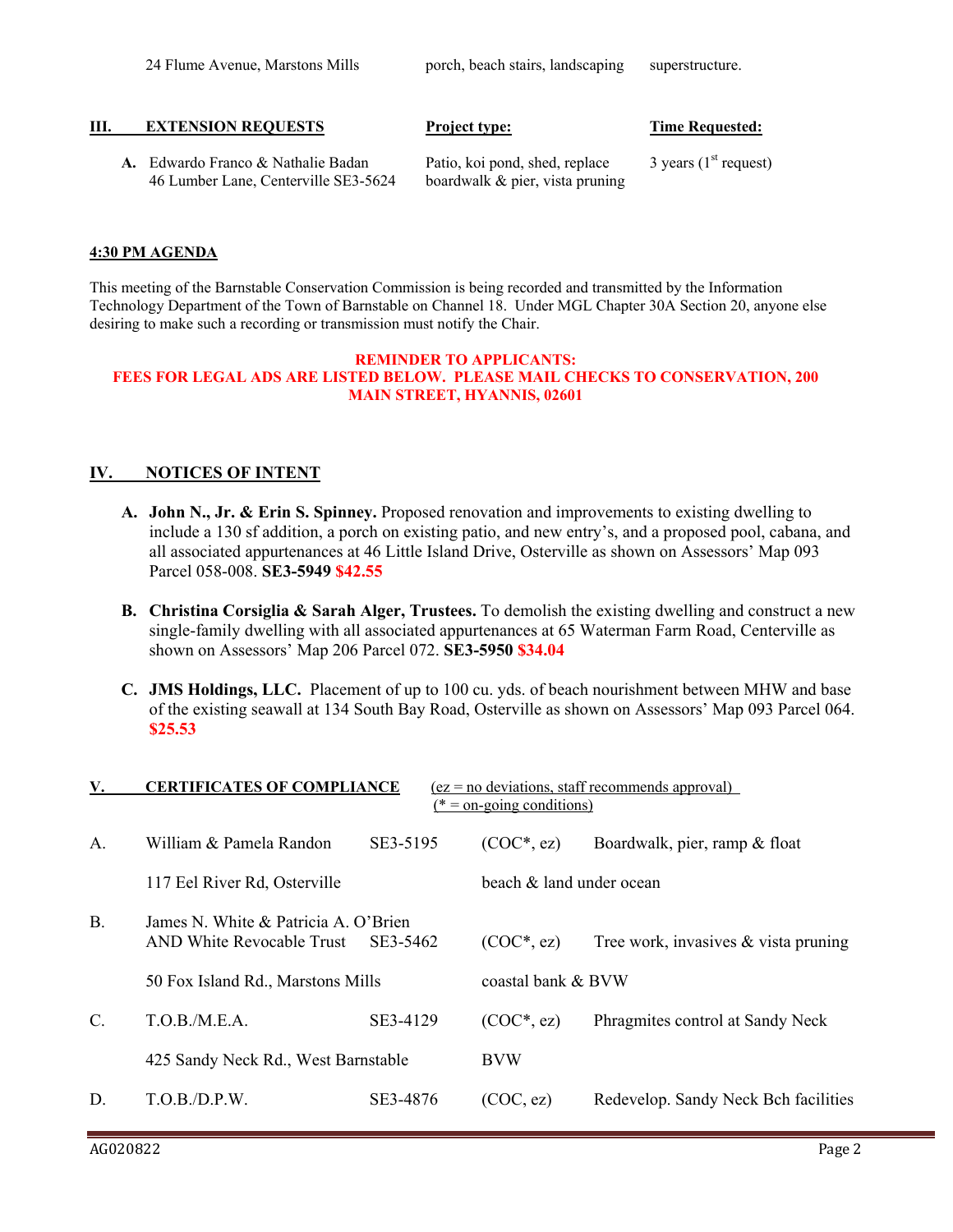| | | |
|---|---|---|
| 24 Flume Avenue, Marstons Mills | porch, beach stairs, landscaping | superstructure. |

## III. EXTENSION REQUESTS

| | **Project type:** | **Time Requested:** |
|---|---|---|
| **A.** Edwardo Franco & Nathalie Badan 46 Lumber Lane, Centerville SE3-5624 | Patio, koi pond, shed, replace boardwalk & pier, vista pruning | 3 years (1st request) |

**4:30 PM AGENDA**

This meeting of the Barnstable Conservation Commission is being recorded and transmitted by the Information Technology Department of the Town of Barnstable on Channel 18. Under MGL Chapter 30A Section 20, anyone else desiring to make such a recording or transmission must notify the Chair.

**REMINDER TO APPLICANTS:**
**FEES FOR LEGAL ADS ARE LISTED BELOW. PLEASE MAIL CHECKS TO CONSERVATION, 200 MAIN STREET, HYANNIS, 02601**

## IV. NOTICES OF INTENT

**A. John N., Jr. & Erin S. Spinney.** Proposed renovation and improvements to existing dwelling to include a 130 sf addition, a porch on existing patio, and new entry's, and a proposed pool, cabana, and all associated appurtenances at 46 Little Island Drive, Osterville as shown on Assessors' Map 093 Parcel 058-008. **SE3-5949 $42.55**

**B. Christina Corsiglia & Sarah Alger, Trustees.** To demolish the existing dwelling and construct a new single-family dwelling with all associated appurtenances at 65 Waterman Farm Road, Centerville as shown on Assessors' Map 206 Parcel 072. **SE3-5950 $34.04**

**C. JMS Holdings, LLC.** Placement of up to 100 cu. yds. of beach nourishment between MHW and base of the existing seawall at 134 South Bay Road, Osterville as shown on Assessors' Map 093 Parcel 064. **$25.53**

## V. CERTIFICATES OF COMPLIANCE

(ez = no deviations, staff recommends approval)
(* = on-going conditions)

| | | | | |
|---|---|---|---|---|
| A. | William & Pamela Randon | SE3-5195 | (COC*, ez) | Boardwalk, pier, ramp & float |
| | 117 Eel River Rd, Osterville | | beach & land under ocean | |
| B. | James N. White & Patricia A. O'Brien AND White Revocable Trust | SE3-5462 | (COC*, ez) | Tree work, invasives & vista pruning |
| | 50 Fox Island Rd., Marstons Mills | | coastal bank & BVW | |
| C. | T.O.B./M.E.A. | SE3-4129 | (COC*, ez) | Phragmites control at Sandy Neck |
| | 425 Sandy Neck Rd., West Barnstable | | BVW | |
| D. | T.O.B./D.P.W. | SE3-4876 | (COC, ez) | Redevelop. Sandy Neck Bch facilities |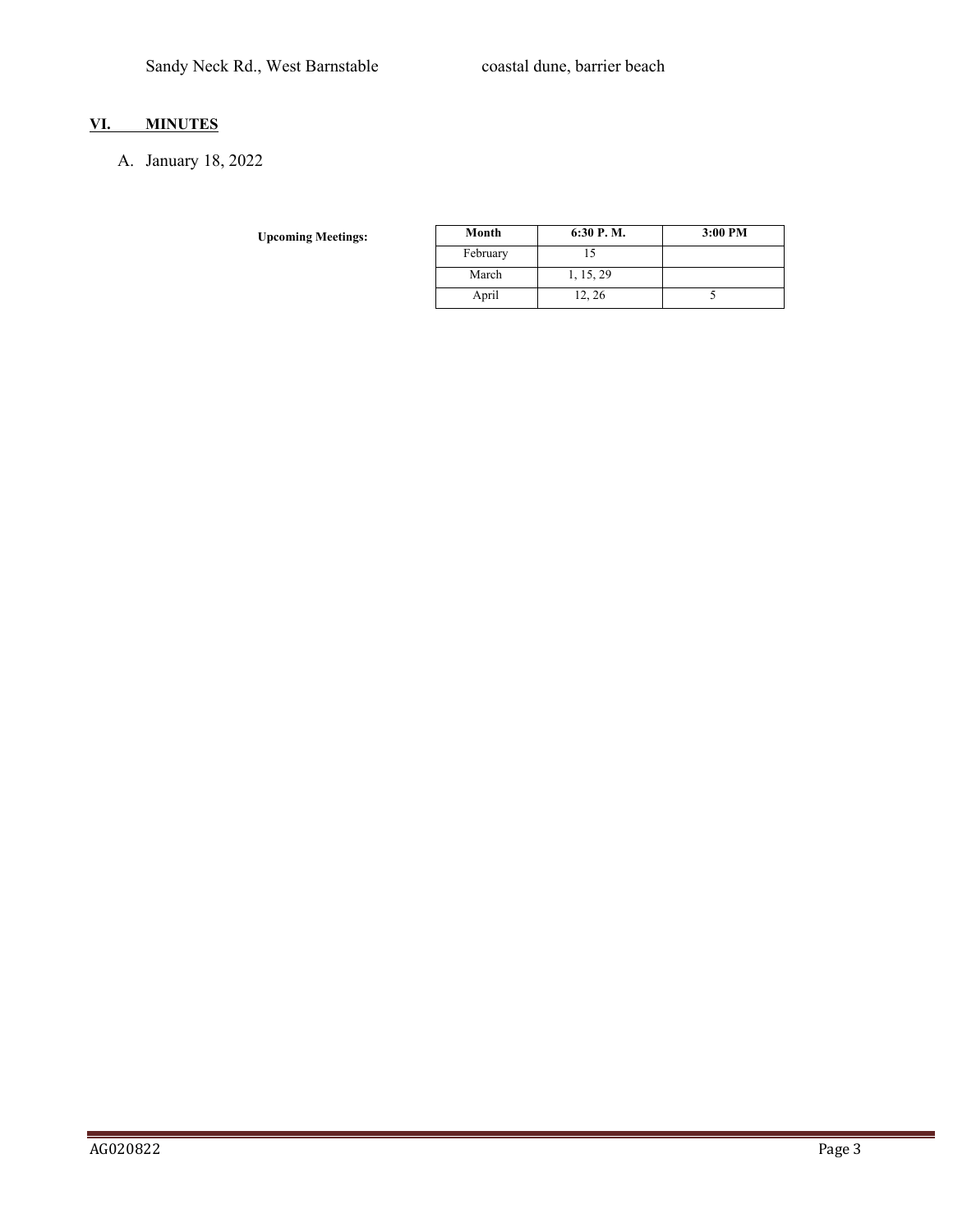Sandy Neck Rd., West Barnstable coastal dune, barrier beach

## VI. MINUTES

A. January 18, 2022

**Upcoming Meetings:**

| Month | 6:30 P. M. | 3:00 PM |
|---|---|---|
| February | 15 | |
| March | 1, 15, 29 | |
| April | 12, 26 | 5 |